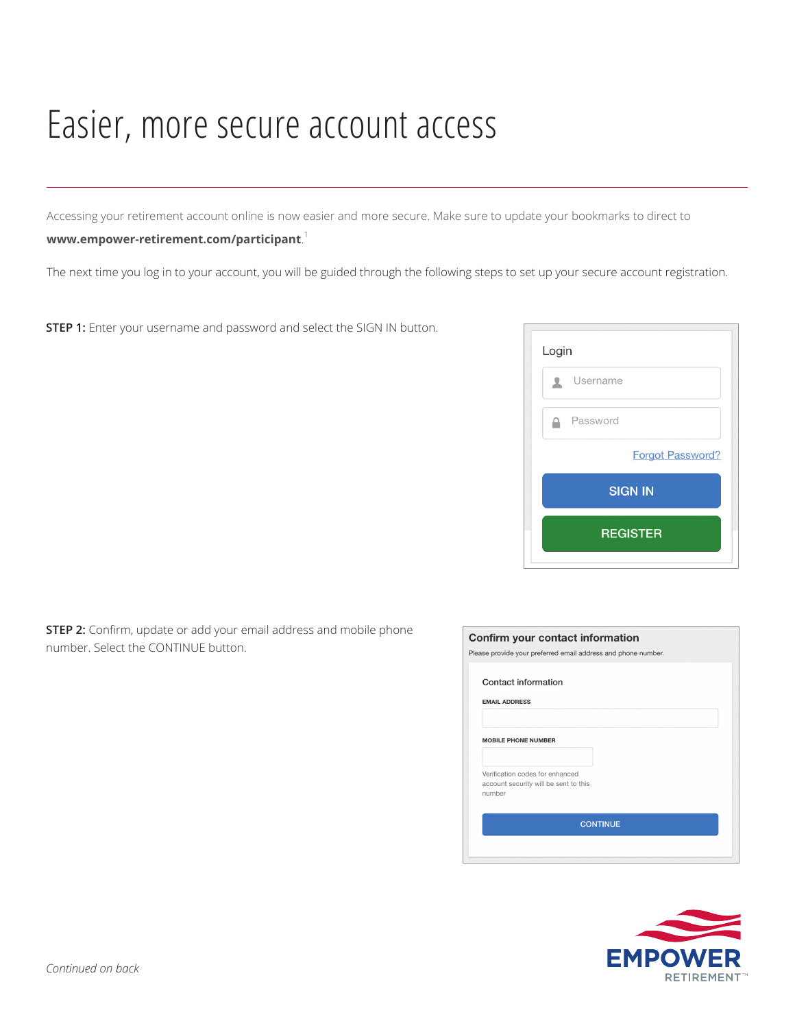# Easier, more secure account access

Accessing your retirement account online is now easier and more secure. Make sure to update your bookmarks to direct to **www.empower-retirement.com/participant**.[1]

The next time you log in to your account, you will be guided through the following steps to set up your secure account registration.

**STEP 1:** Enter your username and password and select the SIGN IN button.

Login

Username

Password

Forgot Password?

SIGN IN

REGISTER

**STEP 2:** Confirm, update or add your email address and mobile phone number. Select the CONTINUE button.

**Confirm your contact information**

Please provide your preferred email address and phone number.

Contact information

EMAIL ADDRESS

MOBILE PHONE NUMBER

Verification codes for enhanced account security will be sent to this number

CONTINUE

*Continued on back*

EMPOWER RETIREMENT™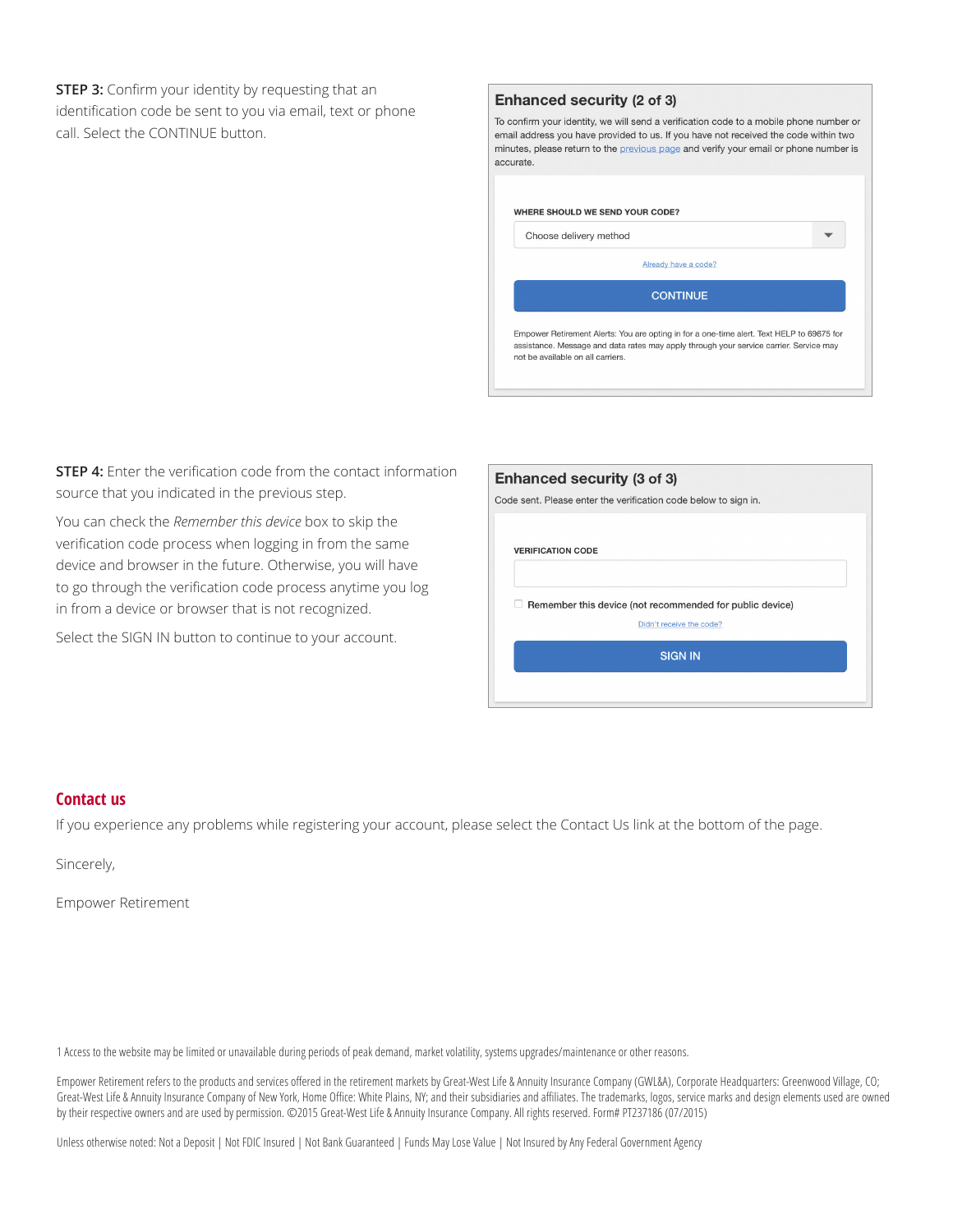**STEP 3:** Confirm your identity by requesting that an identification code be sent to you via email, text or phone call. Select the CONTINUE button.

**Enhanced security (2 of 3)**

To confirm your identity, we will send a verification code to a mobile phone number or email address you have provided to us. If you have not received the code within two minutes, please return to the previous page and verify your email or phone number is accurate.

WHERE SHOULD WE SEND YOUR CODE?

Choose delivery method

Already have a code?

CONTINUE

Empower Retirement Alerts: You are opting in for a one-time alert. Text HELP to 69675 for assistance. Message and data rates may apply through your service carrier. Service may not be available on all carriers.

**STEP 4:** Enter the verification code from the contact information source that you indicated in the previous step.

You can check the *Remember this device* box to skip the verification code process when logging in from the same device and browser in the future. Otherwise, you will have to go through the verification code process anytime you log in from a device or browser that is not recognized.

Select the SIGN IN button to continue to your account.

**Enhanced security (3 of 3)**

Code sent. Please enter the verification code below to sign in.

VERIFICATION CODE

Remember this device (not recommended for public device)

Didn't receive the code?

SIGN IN

## Contact us

If you experience any problems while registering your account, please select the Contact Us link at the bottom of the page.

Sincerely,

Empower Retirement

1 Access to the website may be limited or unavailable during periods of peak demand, market volatility, systems upgrades/maintenance or other reasons.

Empower Retirement refers to the products and services offered in the retirement markets by Great-West Life & Annuity Insurance Company (GWL&A), Corporate Headquarters: Greenwood Village, CO; Great-West Life & Annuity Insurance Company of New York, Home Office: White Plains, NY; and their subsidiaries and affiliates. The trademarks, logos, service marks and design elements used are owned by their respective owners and are used by permission. ©2015 Great-West Life & Annuity Insurance Company. All rights reserved. Form# PT237186 (07/2015)

Unless otherwise noted: Not a Deposit | Not FDIC Insured | Not Bank Guaranteed | Funds May Lose Value | Not Insured by Any Federal Government Agency